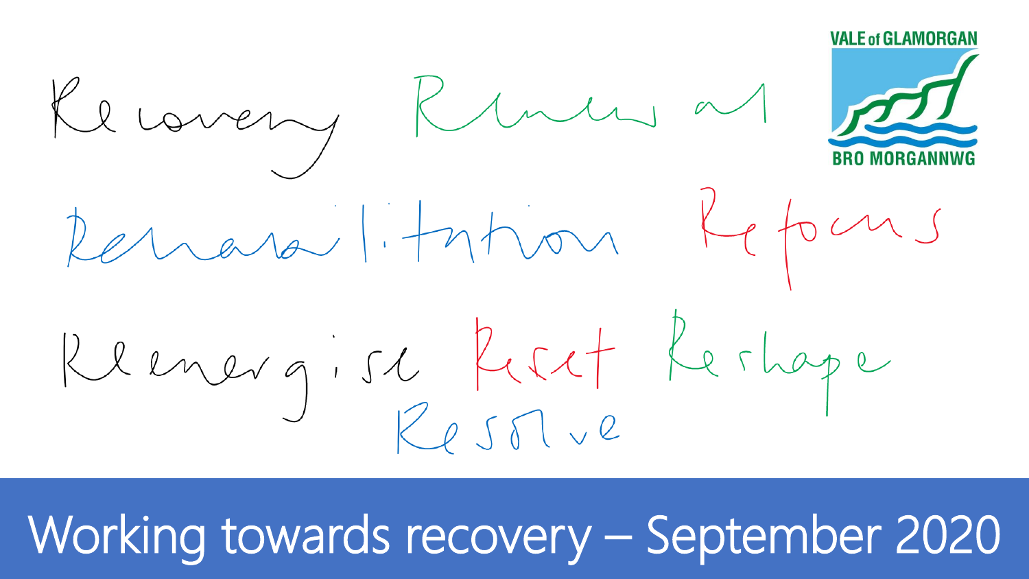Recovery Renewal

Rehabilitation Refocus

Reenergise Reset Reshape

Resolve

VALE of GLAMORGAN

BRO MORGANNWG

# Working towards recovery – September 2020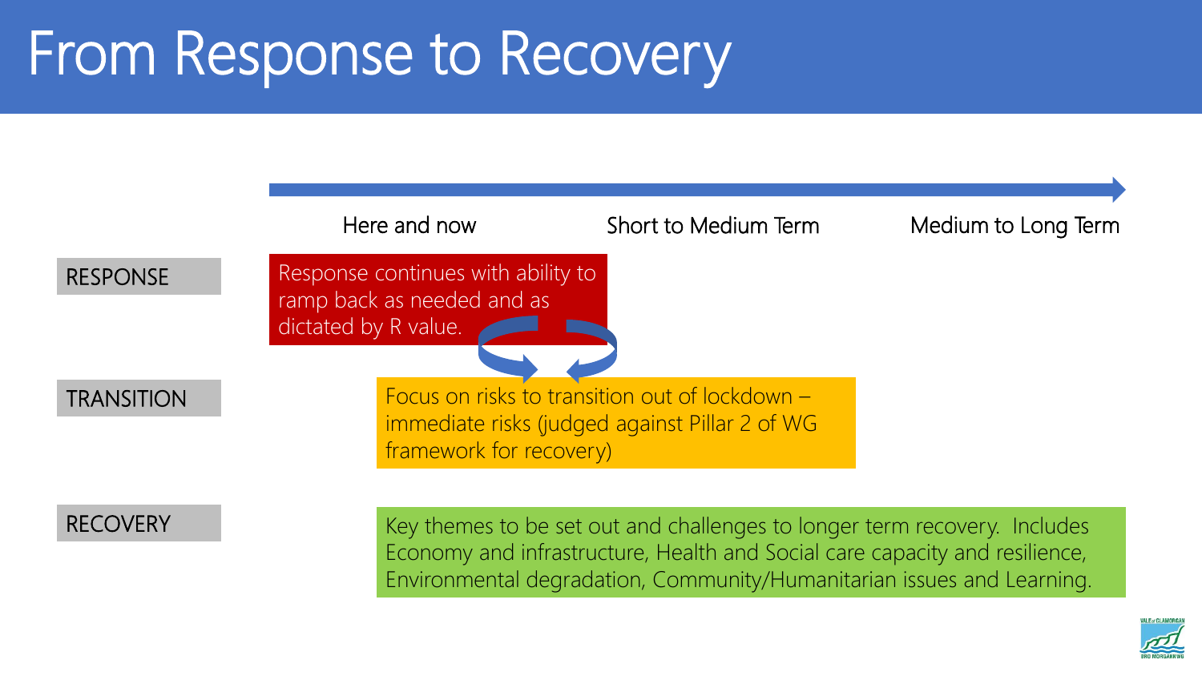# From Response to Recovery

| | Here and now | Short to Medium Term | Medium to Long Term |
|---|---|---|---|
| RESPONSE | Response continues with ability to ramp back as needed and as dictated by R value. | | |
| TRANSITION | Focus on risks to transition out of lockdown – immediate risks (judged against Pillar 2 of WG framework for recovery) | | |
| RECOVERY | Key themes to be set out and challenges to longer term recovery. Includes Economy and infrastructure, Health and Social care capacity and resilience, Environmental degradation, Community/Humanitarian issues and Learning. | | |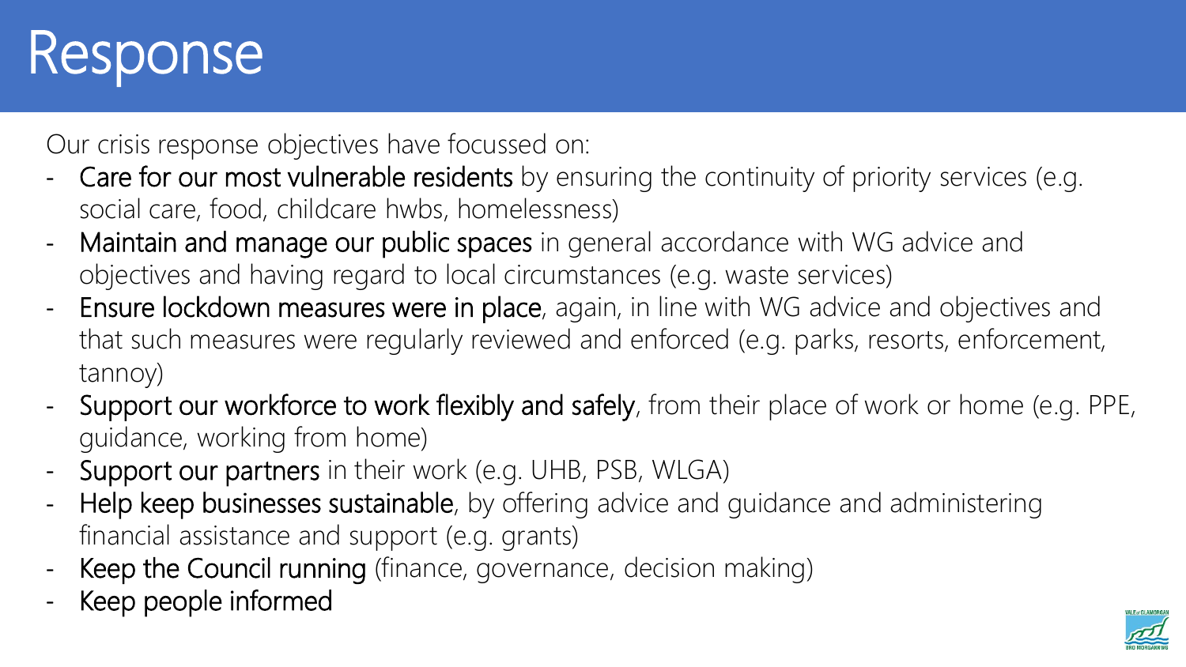# Response

Our crisis response objectives have focussed on:

- Care for our most vulnerable residents by ensuring the continuity of priority services (e.g. social care, food, childcare hwbs, homelessness)
- Maintain and manage our public spaces in general accordance with WG advice and objectives and having regard to local circumstances (e.g. waste services)
- Ensure lockdown measures were in place, again, in line with WG advice and objectives and that such measures were regularly reviewed and enforced (e.g. parks, resorts, enforcement, tannoy)
- Support our workforce to work flexibly and safely, from their place of work or home (e.g. PPE, guidance, working from home)
- Support our partners in their work (e.g. UHB, PSB, WLGA)
- Help keep businesses sustainable, by offering advice and guidance and administering financial assistance and support (e.g. grants)
- Keep the Council running (finance, governance, decision making)
- Keep people informed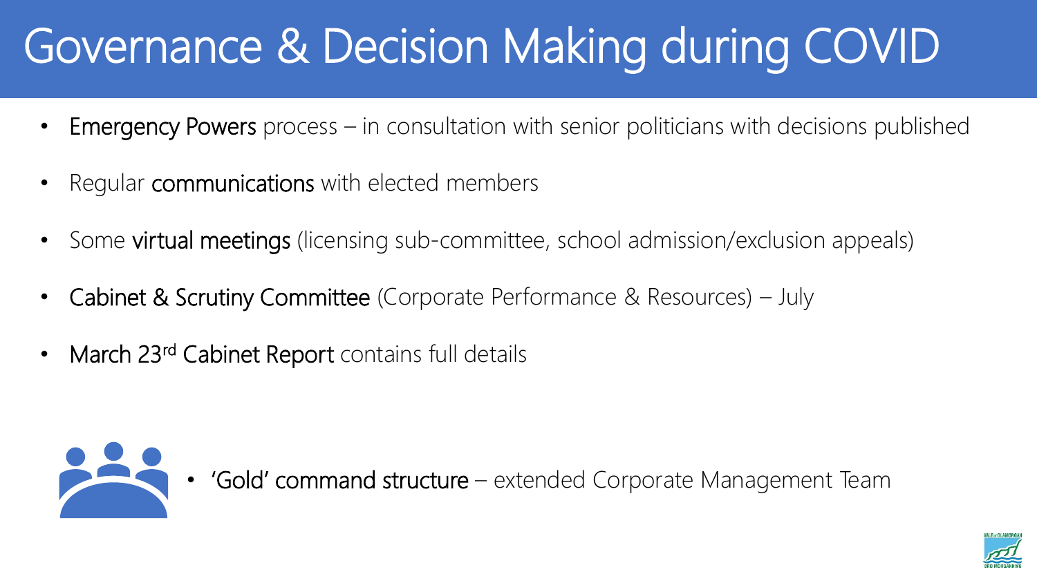# Governance & Decision Making during COVID

- **Emergency Powers** process – in consultation with senior politicians with decisions published
- Regular **communications** with elected members
- Some **virtual meetings** (licensing sub-committee, school admission/exclusion appeals)
- **Cabinet & Scrutiny Committee** (Corporate Performance & Resources) – July
- **March 23rd Cabinet Report** contains full details

- **'Gold' command structure** – extended Corporate Management Team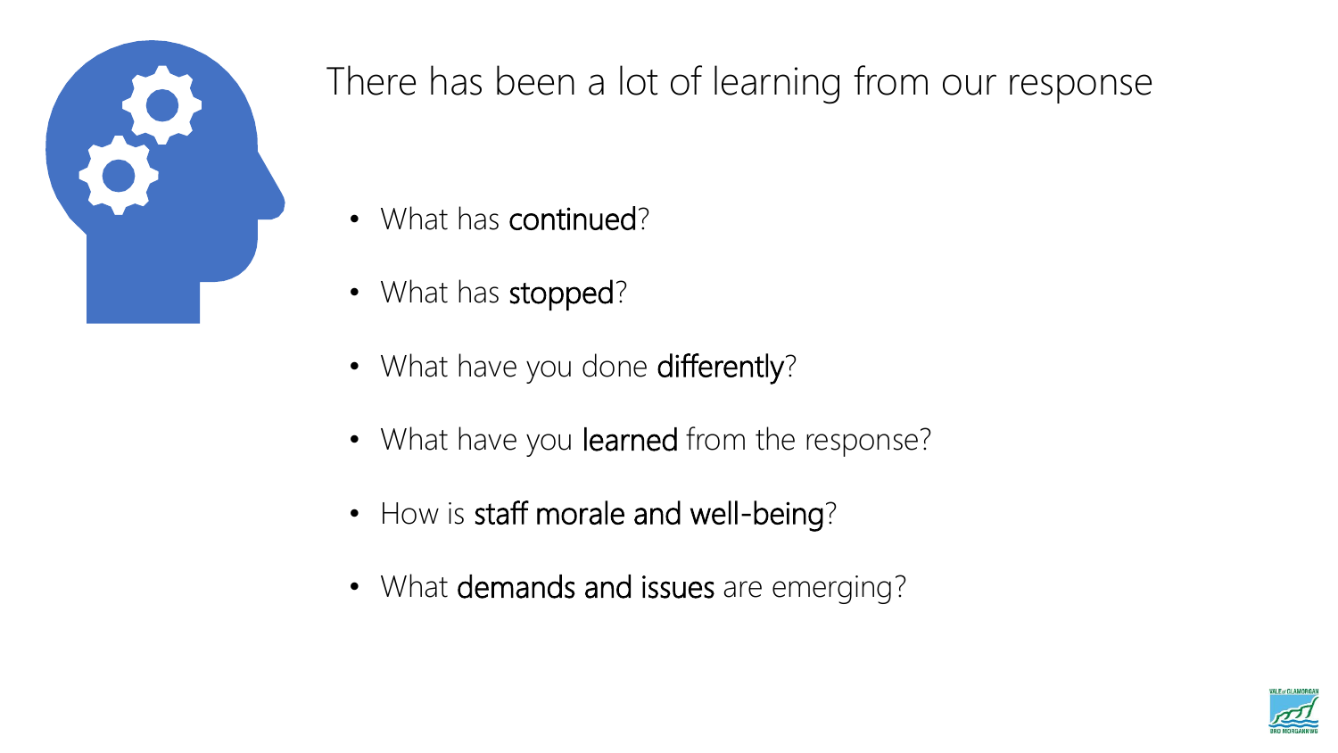# There has been a lot of learning from our response

- What has **continued**?
- What has **stopped**?
- What have you done **differently**?
- What have you **learned** from the response?
- How is **staff morale and well-being**?
- What **demands and issues** are emerging?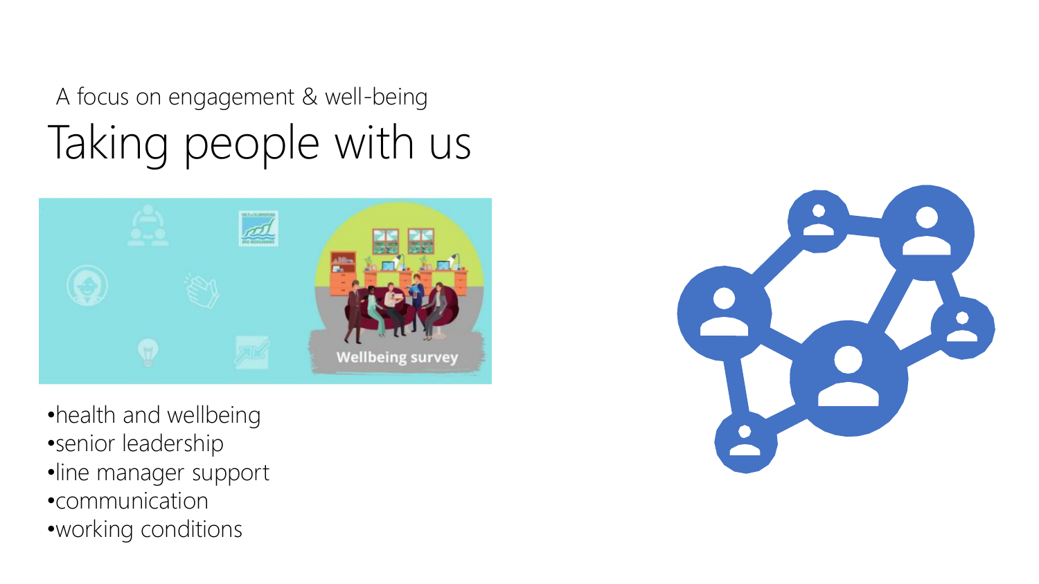A focus on engagement & well-being

# Taking people with us

- health and wellbeing
- senior leadership
- line manager support
- communication
- working conditions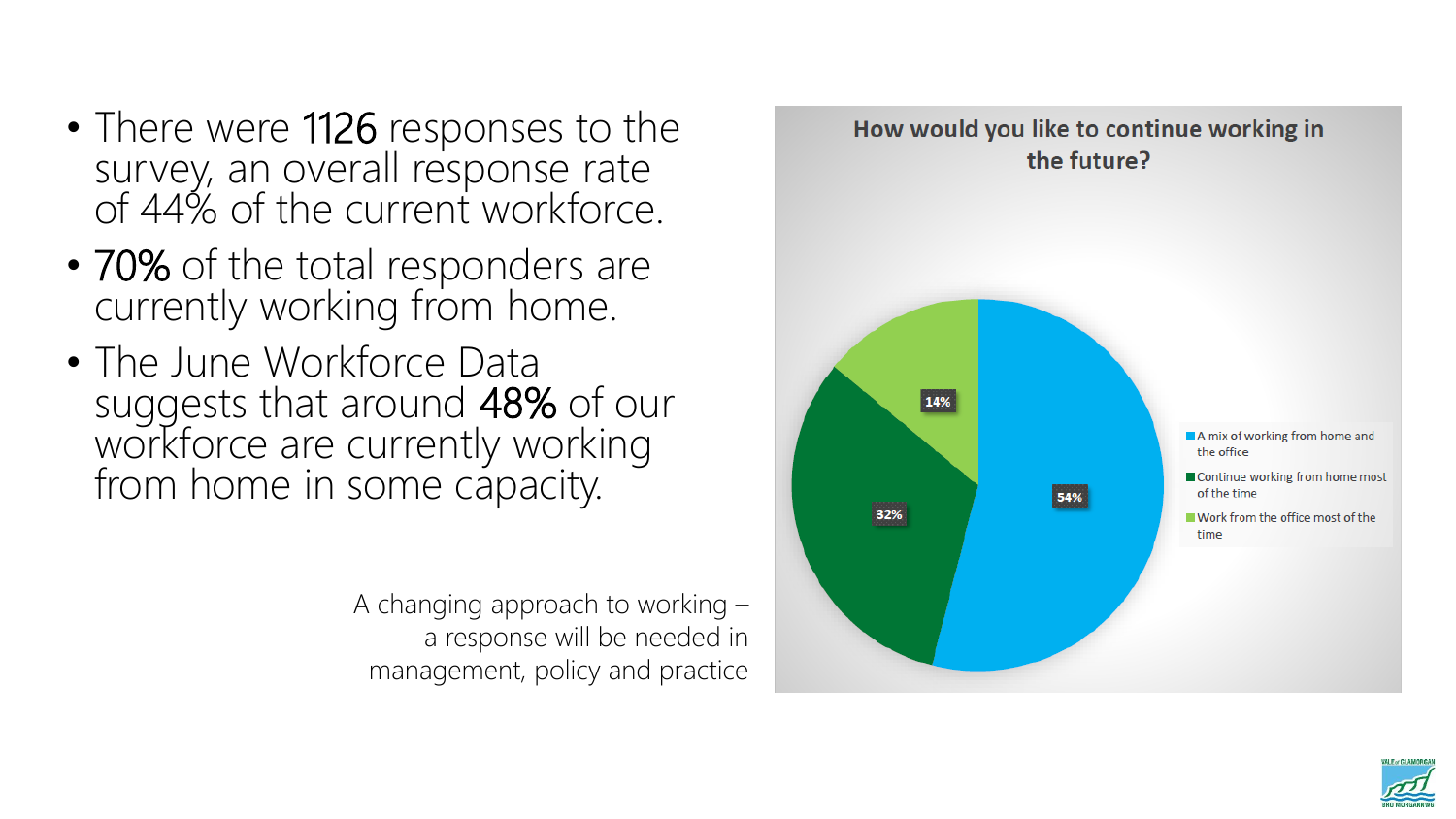- There were **1126** responses to the survey, an overall response rate of 44% of the current workforce.
- **70%** of the total responders are currently working from home.
- The June Workforce Data suggests that around **48%** of our workforce are currently working from home in some capacity.

A changing approach to working – a response will be needed in management, policy and practice

**How would you like to continue working in the future?**

| Response | Percentage |
|---|---|
| A mix of working from home and the office | 54% |
| Continue working from home most of the time | 32% |
| Work from the office most of the time | 14% |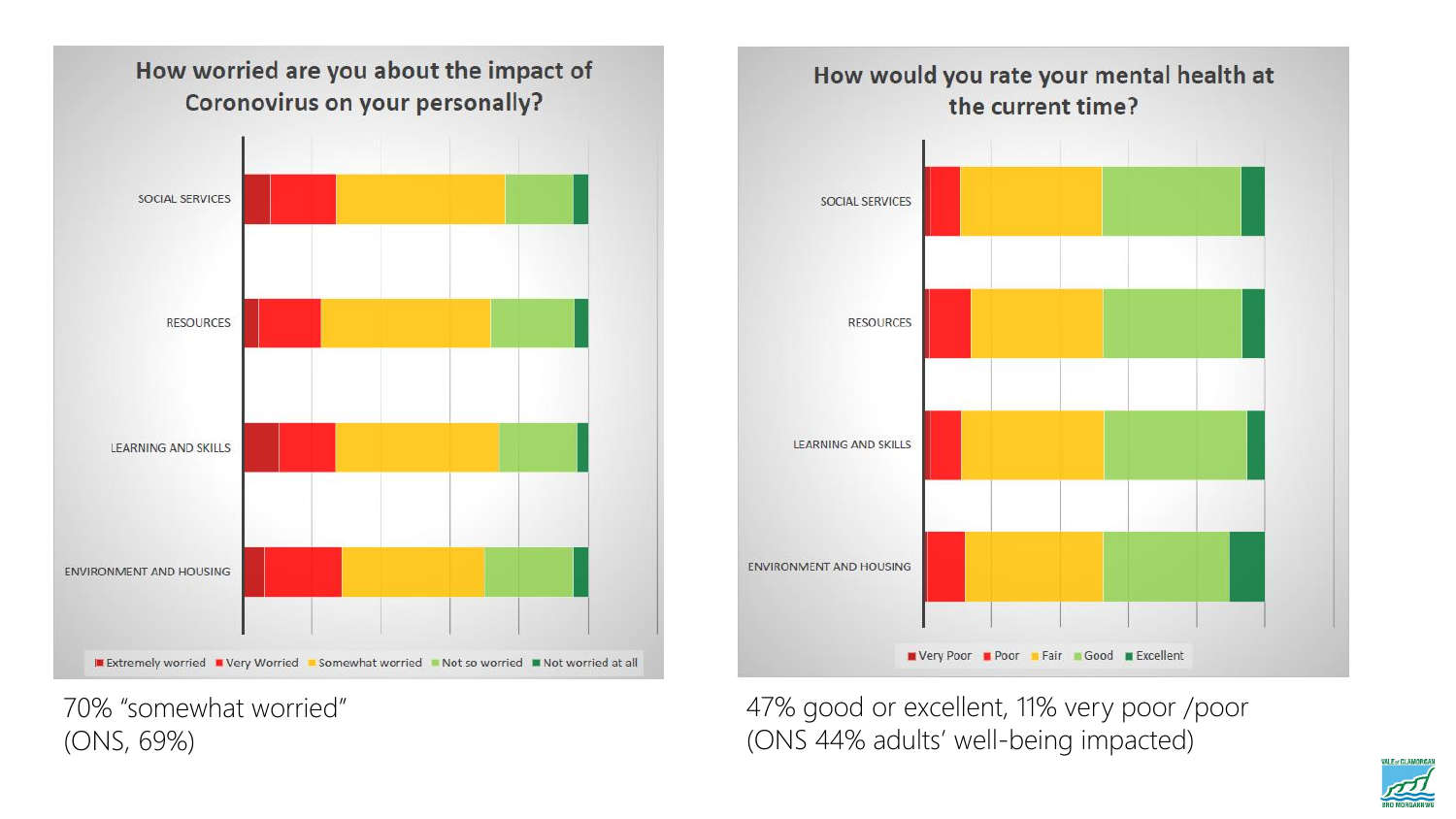## How worried are you about the impact of Coronovirus on your personally?

SOCIAL SERVICES

RESOURCES

LEARNING AND SKILLS

ENVIRONMENT AND HOUSING

Extremely worried | Very Worried | Somewhat worried | Not so worried | Not worried at all

70% "somewhat worried"
(ONS, 69%)

## How would you rate your mental health at the current time?

SOCIAL SERVICES

RESOURCES

LEARNING AND SKILLS

ENVIRONMENT AND HOUSING

Very Poor | Poor | Fair | Good | Excellent

47% good or excellent, 11% very poor /poor
(ONS 44% adults' well-being impacted)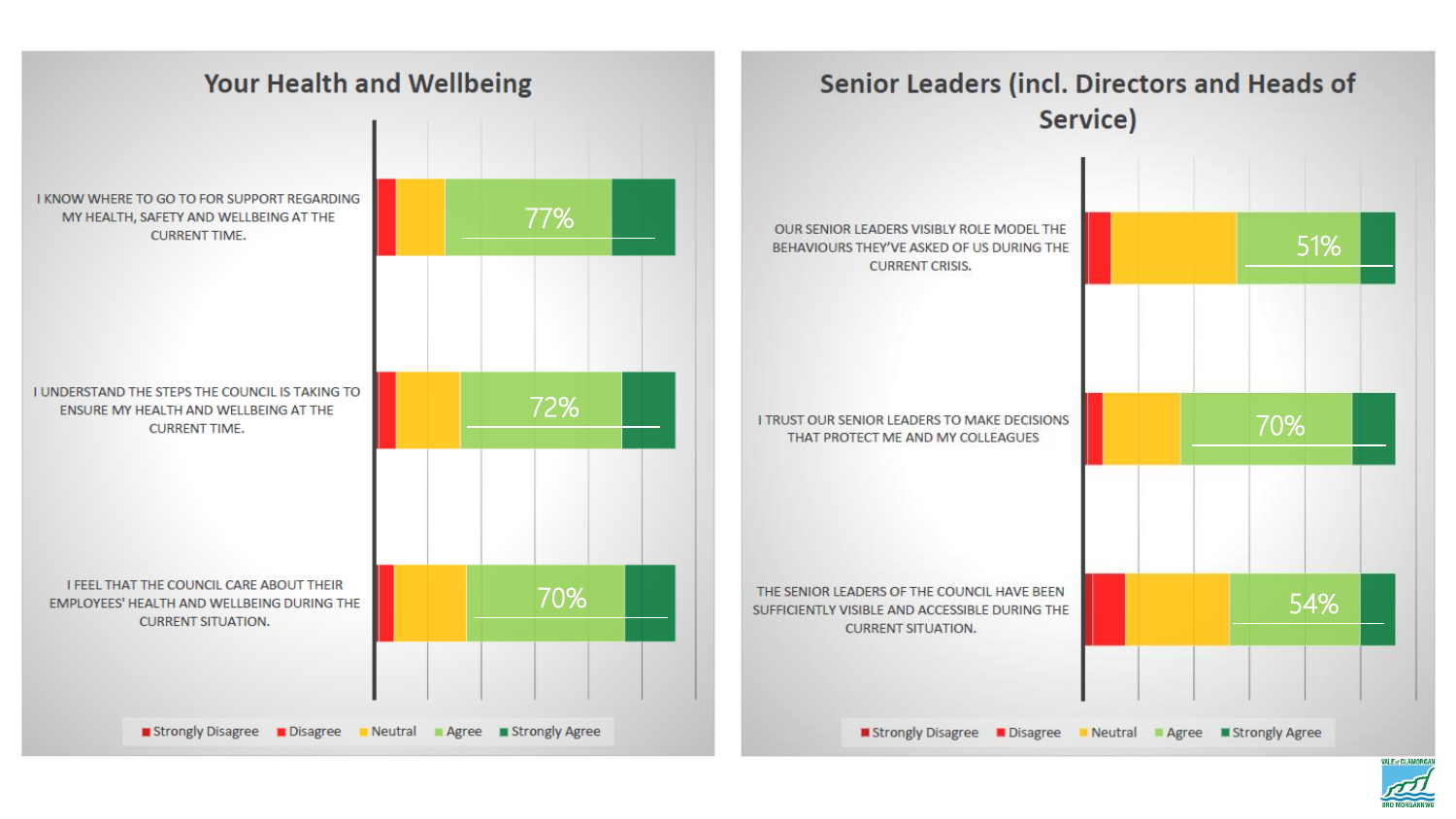## Your Health and Wellbeing

| Statement | Agree (incl. Strongly Agree) |
|---|---|
| I KNOW WHERE TO GO TO FOR SUPPORT REGARDING MY HEALTH, SAFETY AND WELLBEING AT THE CURRENT TIME. | 77% |
| I UNDERSTAND THE STEPS THE COUNCIL IS TAKING TO ENSURE MY HEALTH AND WELLBEING AT THE CURRENT TIME. | 72% |
| I FEEL THAT THE COUNCIL CARE ABOUT THEIR EMPLOYEES' HEALTH AND WELLBEING DURING THE CURRENT SITUATION. | 70% |

Strongly Disagree | Disagree | Neutral | Agree | Strongly Agree

## Senior Leaders (incl. Directors and Heads of Service)

| Statement | Agree (incl. Strongly Agree) |
|---|---|
| OUR SENIOR LEADERS VISIBLY ROLE MODEL THE BEHAVIOURS THEY'VE ASKED OF US DURING THE CURRENT CRISIS. | 51% |
| I TRUST OUR SENIOR LEADERS TO MAKE DECISIONS THAT PROTECT ME AND MY COLLEAGUES | 70% |
| THE SENIOR LEADERS OF THE COUNCIL HAVE BEEN SUFFICIENTLY VISIBLE AND ACCESSIBLE DURING THE CURRENT SITUATION. | 54% |

Strongly Disagree | Disagree | Neutral | Agree | Strongly Agree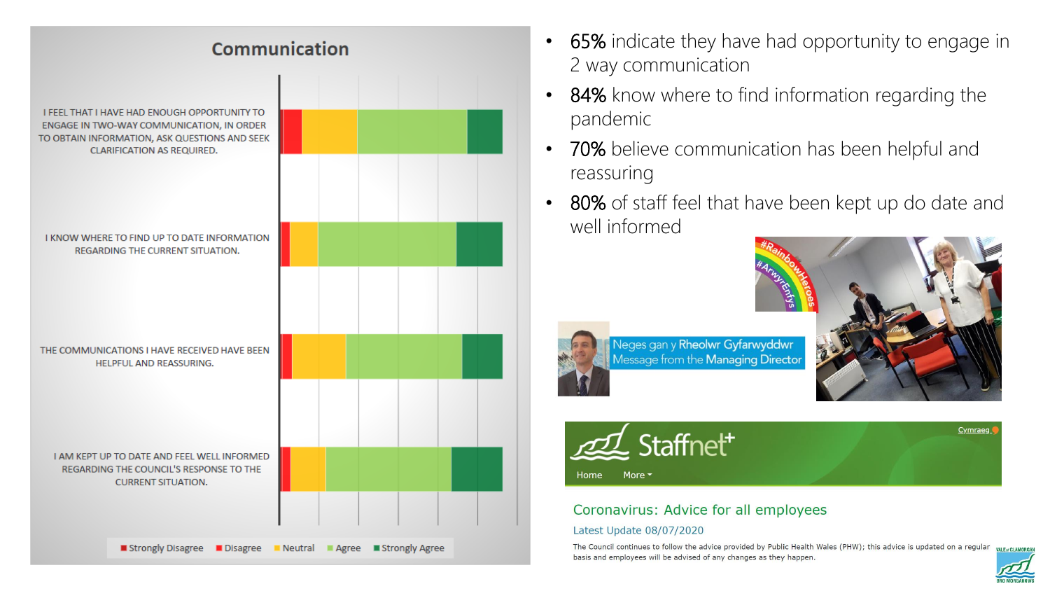## Communication

I FEEL THAT I HAVE HAD ENOUGH OPPORTUNITY TO ENGAGE IN TWO-WAY COMMUNICATION, IN ORDER TO OBTAIN INFORMATION, ASK QUESTIONS AND SEEK CLARIFICATION AS REQUIRED.

I KNOW WHERE TO FIND UP TO DATE INFORMATION REGARDING THE CURRENT SITUATION.

THE COMMUNICATIONS I HAVE RECEIVED HAVE BEEN HELPFUL AND REASSURING.

I AM KEPT UP TO DATE AND FEEL WELL INFORMED REGARDING THE COUNCIL'S RESPONSE TO THE CURRENT SITUATION.

Strongly Disagree | Disagree | Neutral | Agree | Strongly Agree

- 65% indicate they have had opportunity to engage in 2 way communication
- 84% know where to find information regarding the pandemic
- 70% believe communication has been helpful and reassuring
- 80% of staff feel that have been kept up do date and well informed

#RainbowHeroes #ArwyrEnfys

Neges gan y Rheolwr Gyfarwyddwr
Message from the Managing Director

Staffnet+

Cymraeg

Home More

Coronavirus: Advice for all employees

Latest Update 08/07/2020

The Council continues to follow the advice provided by Public Health Wales (PHW); this advice is updated on a regular basis and employees will be advised of any changes as they happen.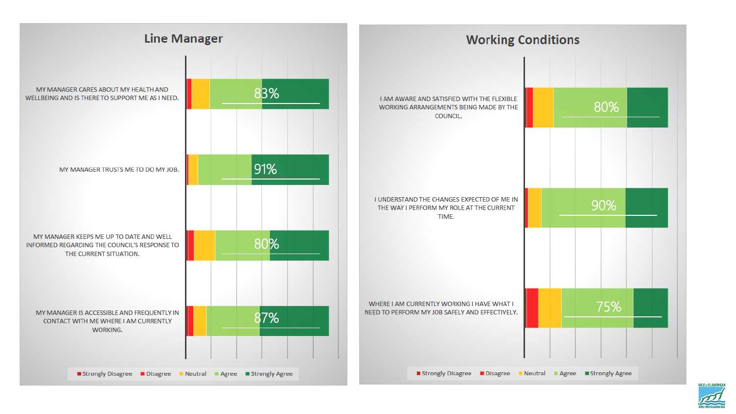## Line Manager

| Statement | Agree / Strongly Agree |
| --- | --- |
| MY MANAGER CARES ABOUT MY HEALTH AND WELLBEING AND IS THERE TO SUPPORT ME AS I NEED. | 83% |
| MY MANAGER TRUSTS ME TO DO MY JOB. | 91% |
| MY MANAGER KEEPS ME UP TO DATE AND WELL INFORMED REGARDING THE COUNCIL'S RESPONSE TO THE CURRENT SITUATION. | 80% |
| MY MANAGER IS ACCESSIBLE AND FREQUENTLY IN CONTACT WITH ME WHERE I AM CURRENTLY WORKING. | 87% |

Strongly Disagree | Disagree | Neutral | Agree | Strongly Agree

## Working Conditions

| Statement | Agree / Strongly Agree |
| --- | --- |
| I AM AWARE AND SATISFIED WITH THE FLEXIBLE WORKING ARRANGEMENTS BEING MADE BY THE COUNCIL. | 80% |
| I UNDERSTAND THE CHANGES EXPECTED OF ME IN THE WAY I PERFORM MY ROLE AT THE CURRENT TIME. | 90% |
| WHERE I AM CURRENTLY WORKING I HAVE WHAT I NEED TO PERFORM MY JOB SAFELY AND EFFECTIVELY. | 75% |

Strongly Disagree | Disagree | Neutral | Agree | Strongly Agree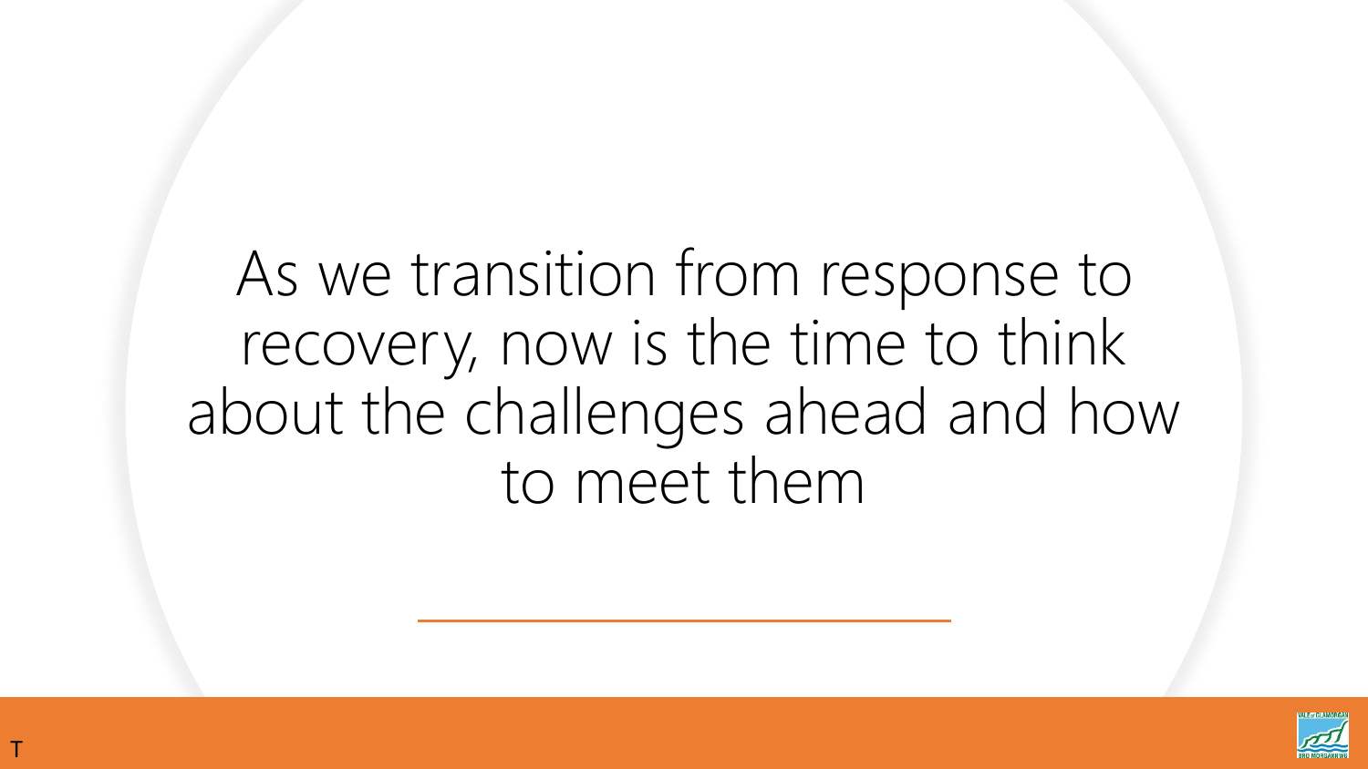# As we transition from response to recovery, now is the time to think about the challenges ahead and how to meet them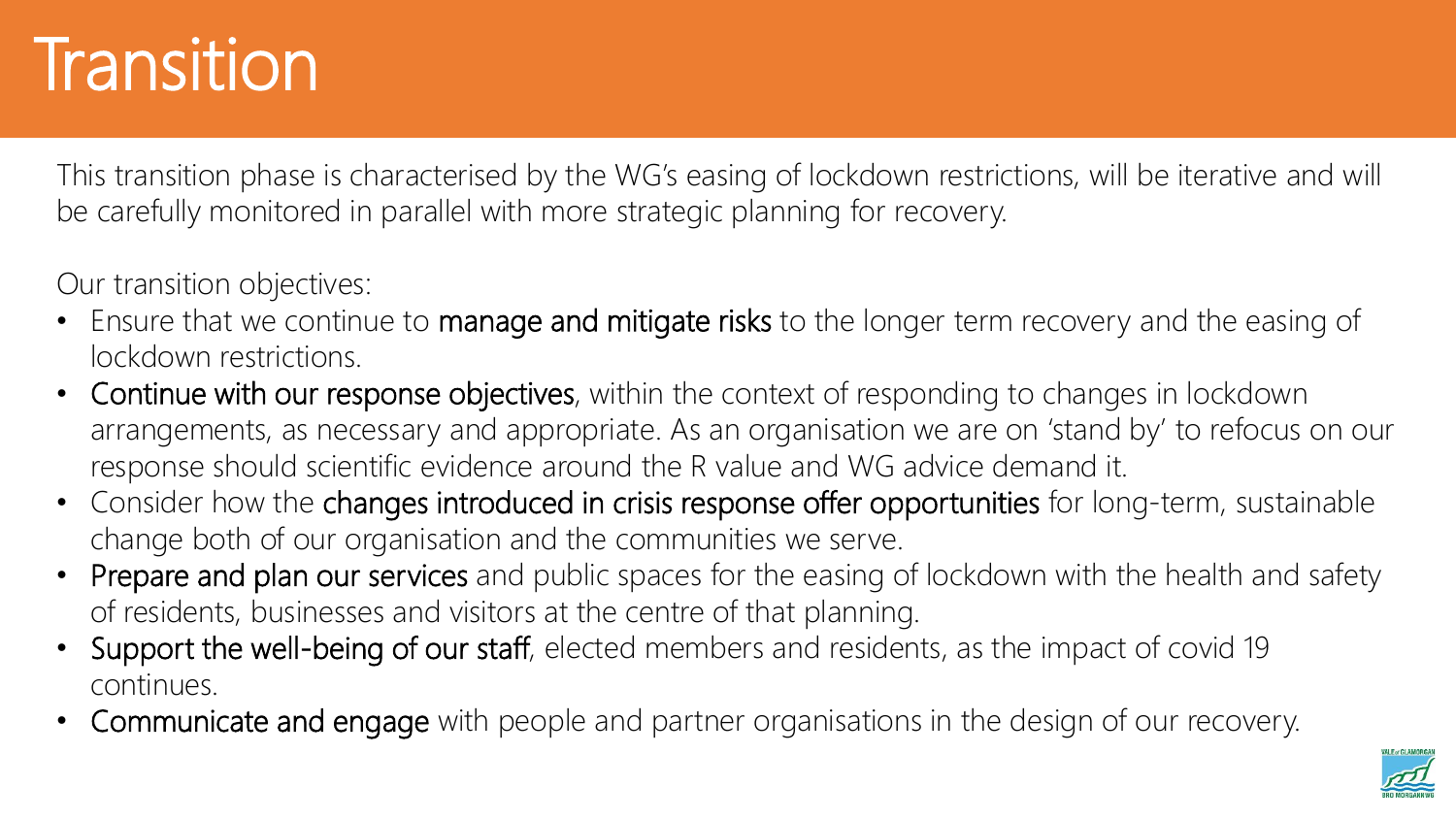# Transition

This transition phase is characterised by the WG's easing of lockdown restrictions, will be iterative and will be carefully monitored in parallel with more strategic planning for recovery.

Our transition objectives:

- Ensure that we continue to **manage and mitigate risks** to the longer term recovery and the easing of lockdown restrictions.
- **Continue with our response objectives**, within the context of responding to changes in lockdown arrangements, as necessary and appropriate. As an organisation we are on 'stand by' to refocus on our response should scientific evidence around the R value and WG advice demand it.
- Consider how the **changes introduced in crisis response offer opportunities** for long-term, sustainable change both of our organisation and the communities we serve.
- **Prepare and plan our services** and public spaces for the easing of lockdown with the health and safety of residents, businesses and visitors at the centre of that planning.
- **Support the well-being of our staff**, elected members and residents, as the impact of covid 19 continues.
- **Communicate and engage** with people and partner organisations in the design of our recovery.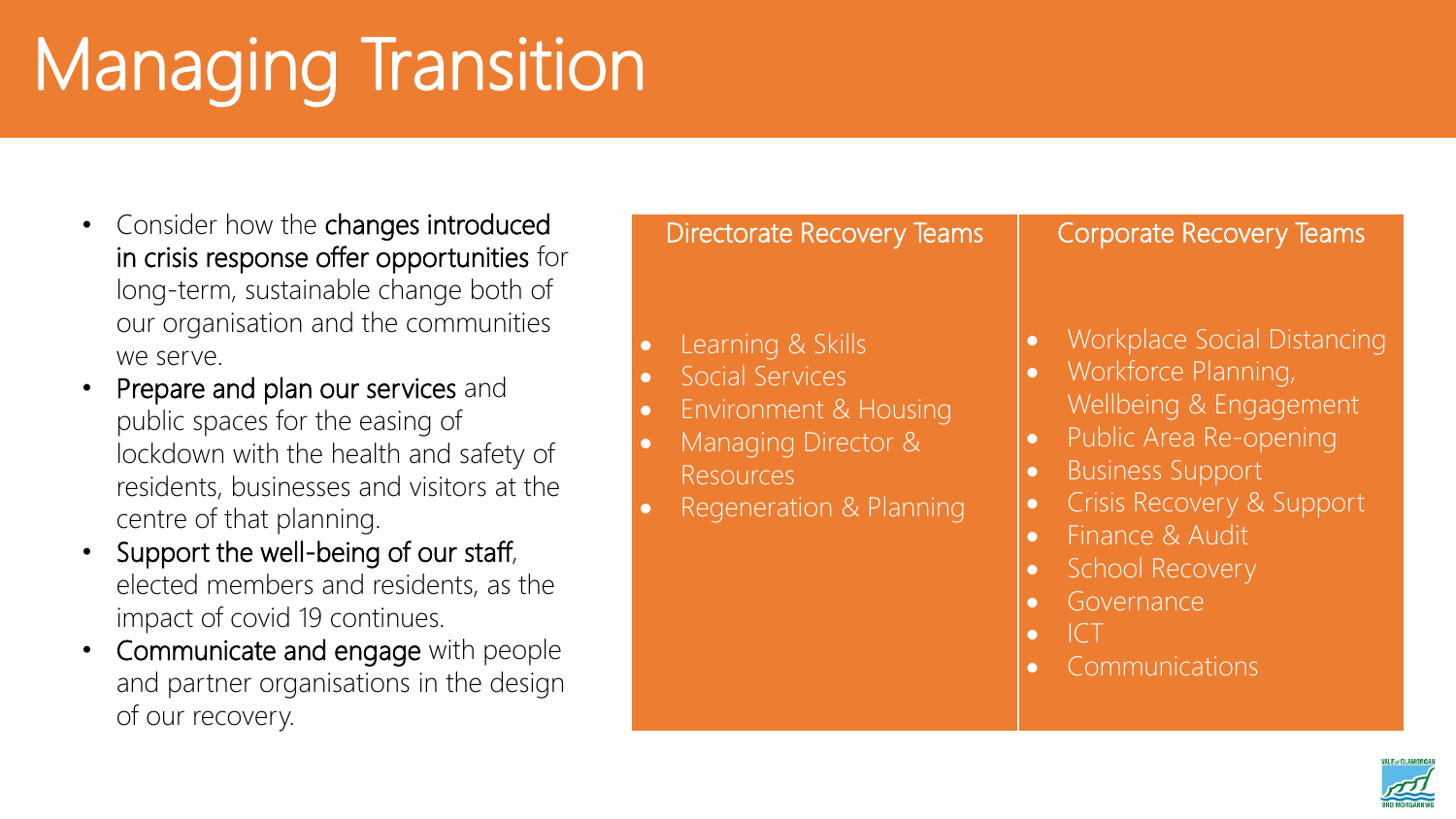# Managing Transition

- Consider how the changes introduced in crisis response offer opportunities for long-term, sustainable change both of our organisation and the communities we serve.
- Prepare and plan our services and public spaces for the easing of lockdown with the health and safety of residents, businesses and visitors at the centre of that planning.
- Support the well-being of our staff, elected members and residents, as the impact of covid 19 continues.
- Communicate and engage with people and partner organisations in the design of our recovery.

| Directorate Recovery Teams | Corporate Recovery Teams |
| --- | --- |
| • Learning & Skills<br>• Social Services<br>• Environment & Housing<br>• Managing Director & Resources<br>• Regeneration & Planning | • Workplace Social Distancing<br>• Workforce Planning, Wellbeing & Engagement<br>• Public Area Re-opening<br>• Business Support<br>• Crisis Recovery & Support<br>• Finance & Audit<br>• School Recovery<br>• Governance<br>• ICT<br>• Communications |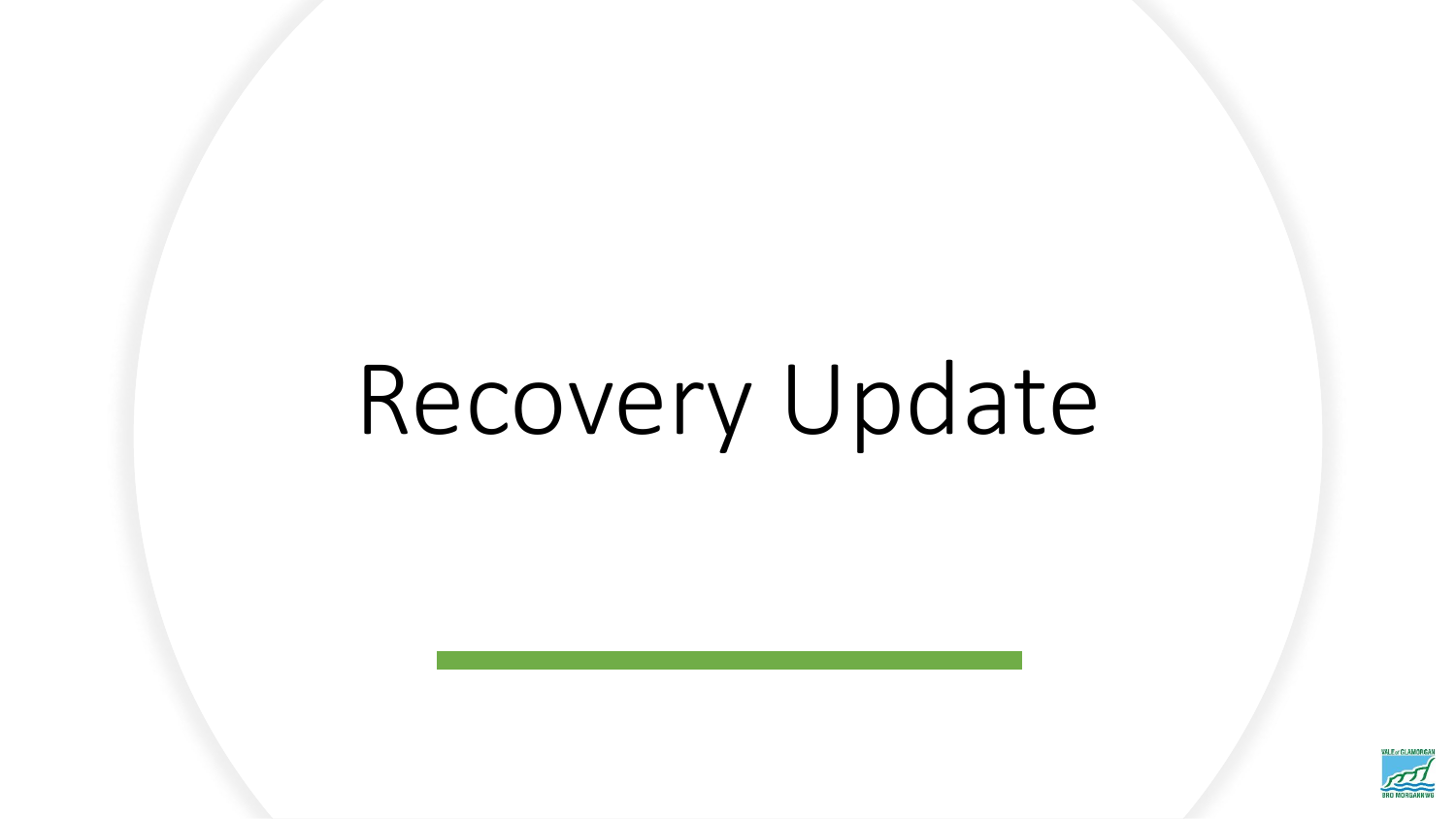# Recovery Update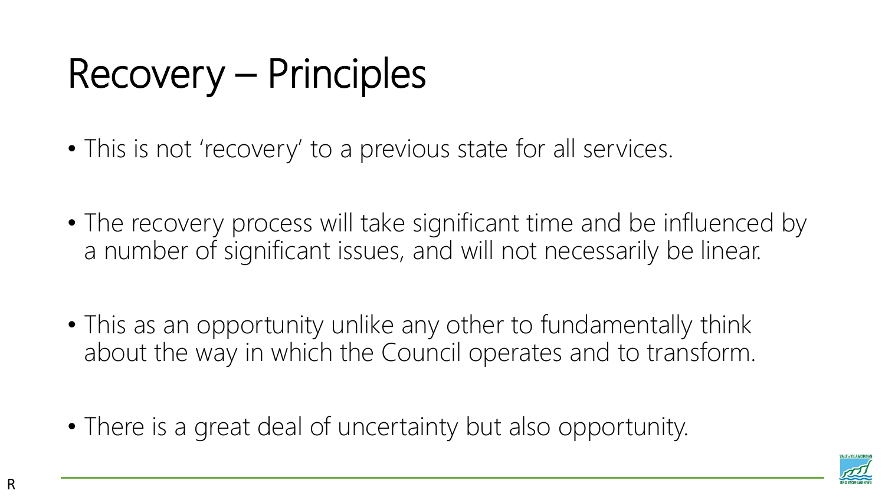# Recovery – Principles

- This is not ‘recovery’ to a previous state for all services.
- The recovery process will take significant time and be influenced by a number of significant issues, and will not necessarily be linear.
- This as an opportunity unlike any other to fundamentally think about the way in which the Council operates and to transform.
- There is a great deal of uncertainty but also opportunity.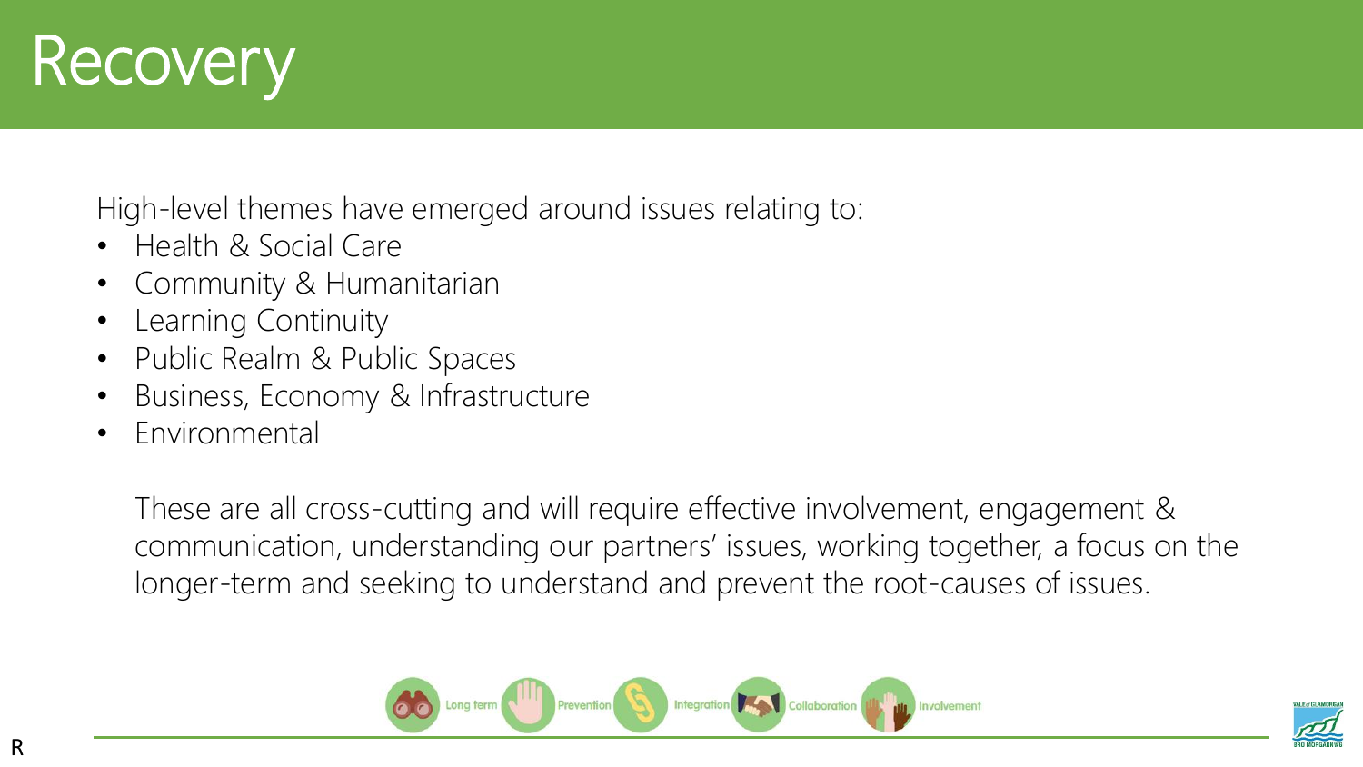# Recovery

High-level themes have emerged around issues relating to:

- Health & Social Care
- Community & Humanitarian
- Learning Continuity
- Public Realm & Public Spaces
- Business, Economy & Infrastructure
- Environmental

These are all cross-cutting and will require effective involvement, engagement & communication, understanding our partners' issues, working together, a focus on the longer-term and seeking to understand and prevent the root-causes of issues.

Long term Prevention Integration Collaboration Involvement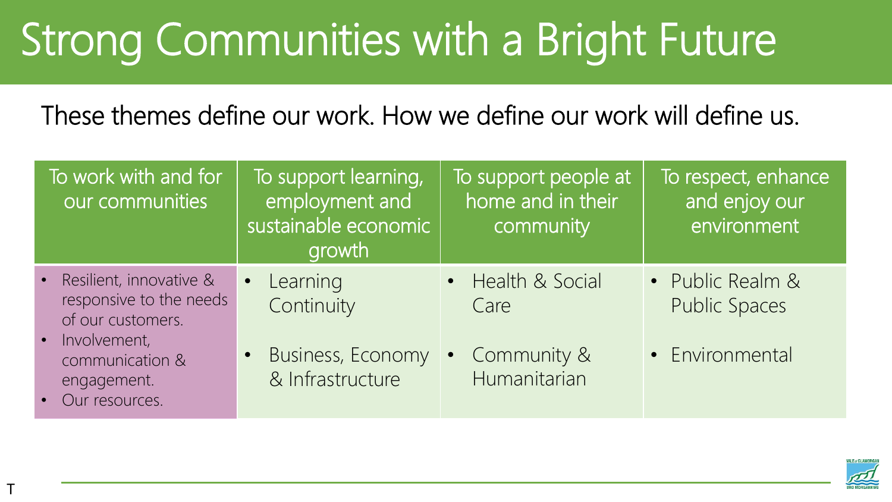# Strong Communities with a Bright Future

These themes define our work. How we define our work will define us.

| To work with and for our communities | To support learning, employment and sustainable economic growth | To support people at home and in their community | To respect, enhance and enjoy our environment |
|---|---|---|---|
| • Resilient, innovative & responsive to the needs of our customers.<br>• Involvement, communication & engagement.<br>• Our resources. | • Learning Continuity<br>• Business, Economy & Infrastructure | • Health & Social Care<br>• Community & Humanitarian | • Public Realm & Public Spaces<br>• Environmental |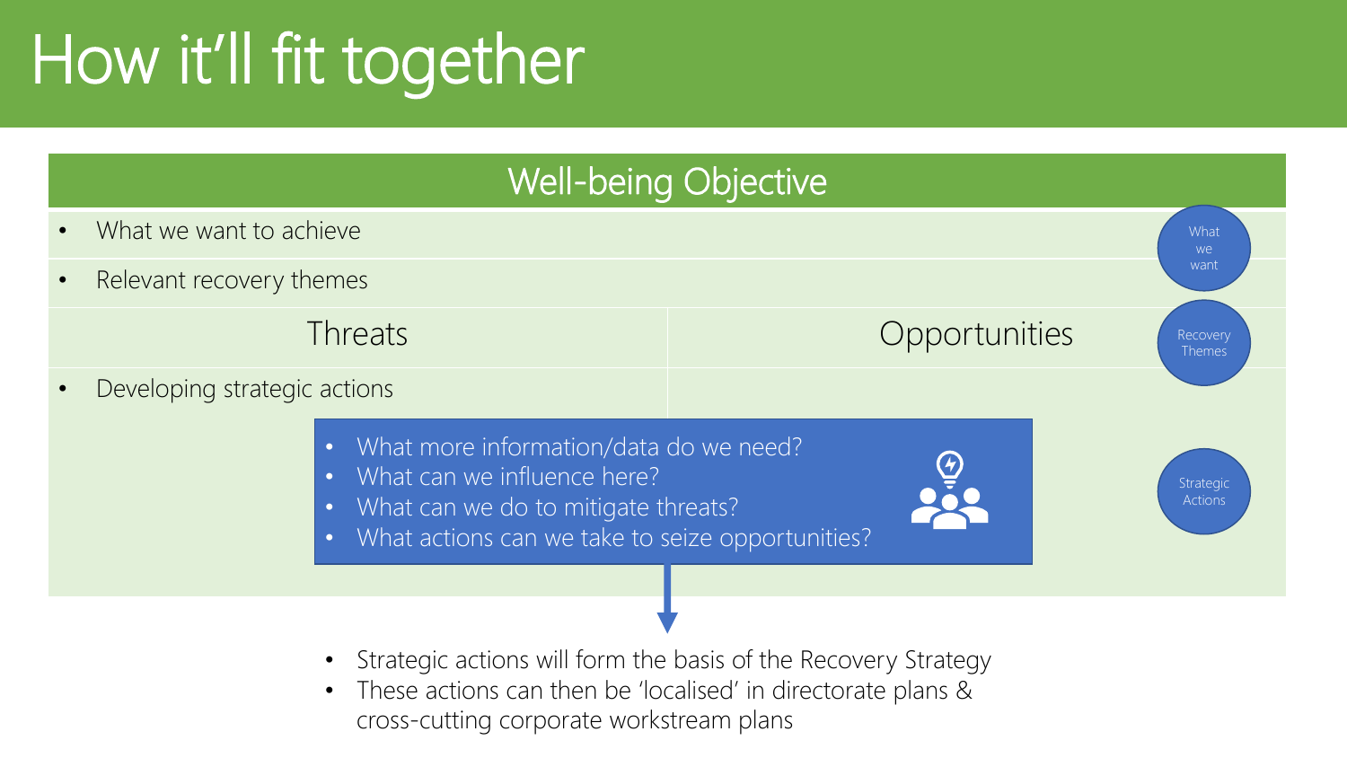# How it'll fit together

## Well-being Objective

- What we want to achieve
- Relevant recovery themes

| Threats | Opportunities |
| --- | --- |

- Developing strategic actions

- What more information/data do we need?
- What can we influence here?
- What can we do to mitigate threats?
- What actions can we take to seize opportunities?

What we want

Recovery Themes

Strategic Actions

- Strategic actions will form the basis of the Recovery Strategy
- These actions can then be 'localised' in directorate plans & cross-cutting corporate workstream plans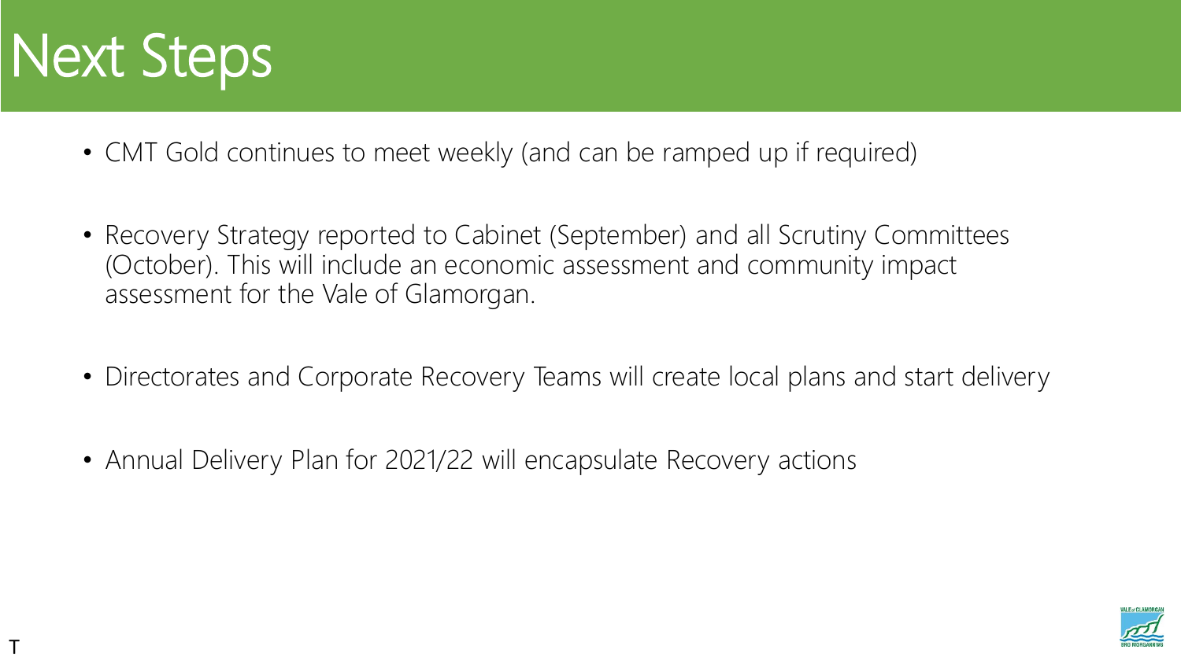# Next Steps

- CMT Gold continues to meet weekly (and can be ramped up if required)
- Recovery Strategy reported to Cabinet (September) and all Scrutiny Committees (October). This will include an economic assessment and community impact assessment for the Vale of Glamorgan.
- Directorates and Corporate Recovery Teams will create local plans and start delivery
- Annual Delivery Plan for 2021/22 will encapsulate Recovery actions

T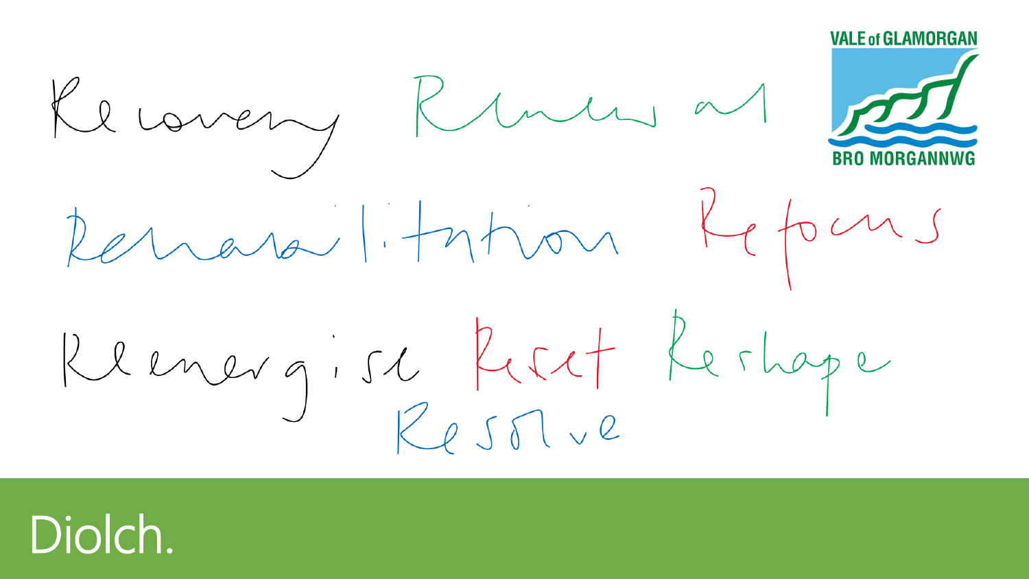VALE of GLAMORGAN

BRO MORGANNWG

Recovery Renewal

Rehabilitation Refocus

Reenergise Reset Reshape

Resolve

Diolch.